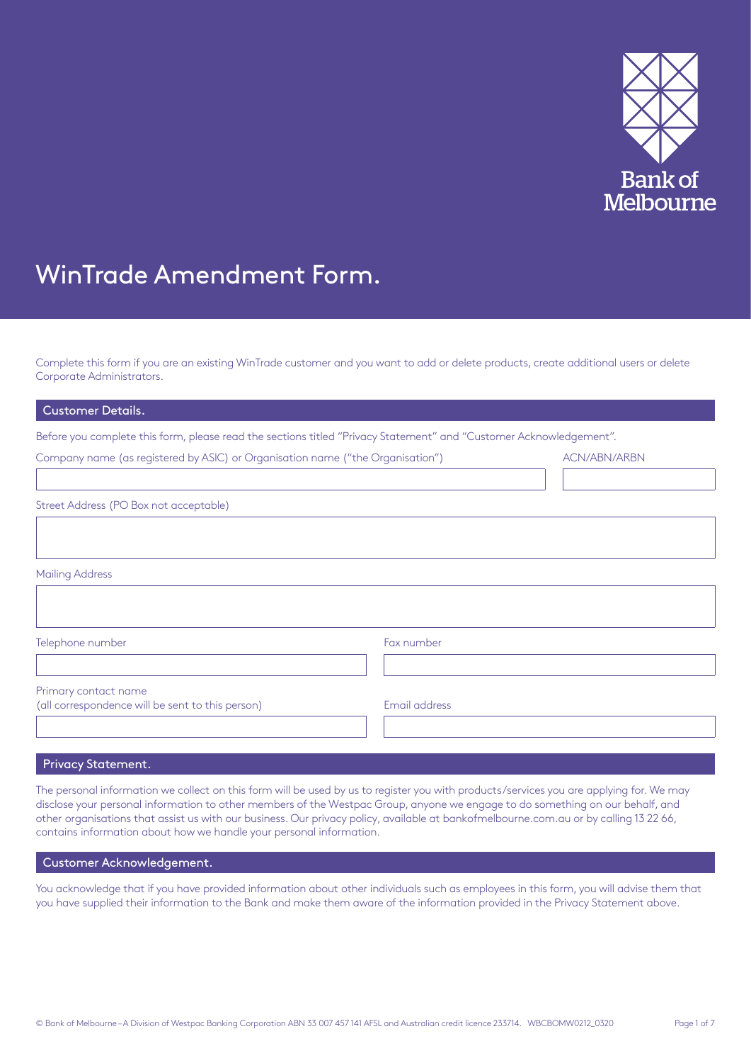Bank of Melbourne

# WinTrade Amendment Form.

Complete this form if you are an existing WinTrade customer and you want to add or delete products, create additional users or delete Corporate Administrators.

## Customer Details.

Before you complete this form, please read the sections titled "Privacy Statement" and "Customer Acknowledgement".

| Company name (as registered by ASIC) or Organisation name ("the Organisation") | ACN/ABN/ARBN |
|---|---|
| | |

Street Address (PO Box not acceptable)

Mailing Address

| Telephone number | Fax number |
|---|---|
| | |

| Primary contact name (all correspondence will be sent to this person) | Email address |
|---|---|
| | |

## Privacy Statement.

The personal information we collect on this form will be used by us to register you with products/services you are applying for. We may disclose your personal information to other members of the Westpac Group, anyone we engage to do something on our behalf, and other organisations that assist us with our business. Our privacy policy, available at bankofmelbourne.com.au or by calling 13 22 66, contains information about how we handle your personal information.

## Customer Acknowledgement.

You acknowledge that if you have provided information about other individuals such as employees in this form, you will advise them that you have supplied their information to the Bank and make them aware of the information provided in the Privacy Statement above.

© Bank of Melbourne – A Division of Westpac Banking Corporation ABN 33 007 457 141 AFSL and Australian credit licence 233714. WBCBOMW0212_0320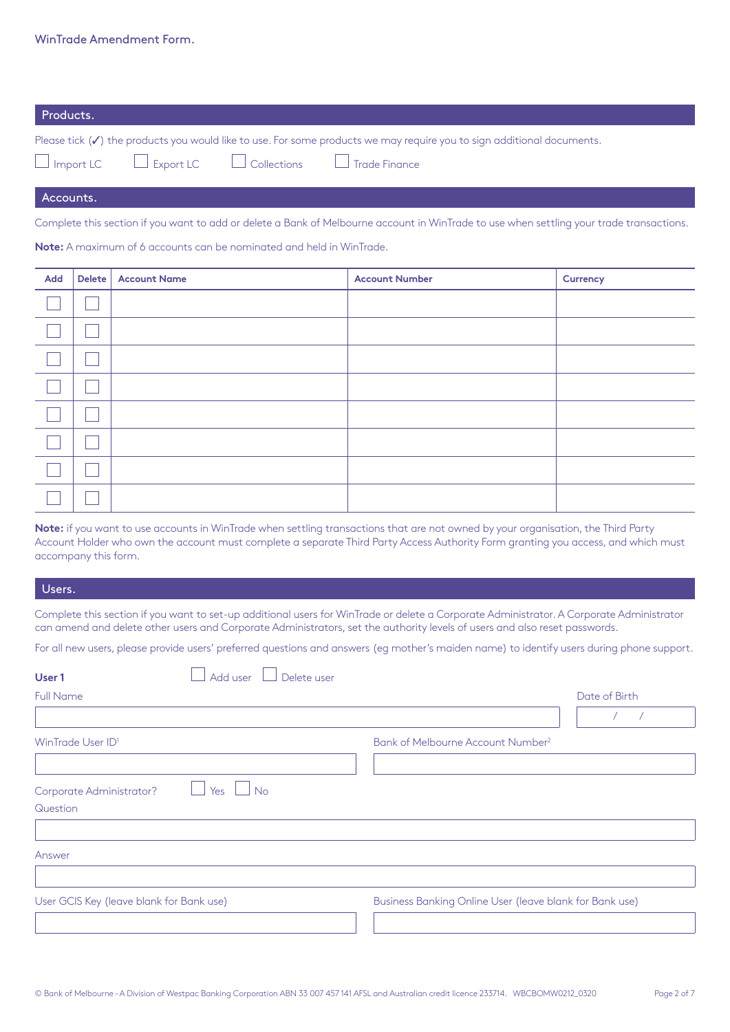WinTrade Amendment Form.

## Products.

Please tick (✓) the products you would like to use. For some products we may require you to sign additional documents.

☐ Import LC ☐ Export LC ☐ Collections ☐ Trade Finance

## Accounts.

Complete this section if you want to add or delete a Bank of Melbourne account in WinTrade to use when settling your trade transactions.

**Note:** A maximum of 6 accounts can be nominated and held in WinTrade.

| Add | Delete | Account Name | Account Number | Currency |
|---|---|---|---|---|
| ☐ | ☐ | | | |
| ☐ | ☐ | | | |
| ☐ | ☐ | | | |
| ☐ | ☐ | | | |
| ☐ | ☐ | | | |
| ☐ | ☐ | | | |
| ☐ | ☐ | | | |
| ☐ | ☐ | | | |

**Note:** if you want to use accounts in WinTrade when settling transactions that are not owned by your organisation, the Third Party Account Holder who own the account must complete a separate Third Party Access Authority Form granting you access, and which must accompany this form.

## Users.

Complete this section if you want to set-up additional users for WinTrade or delete a Corporate Administrator. A Corporate Administrator can amend and delete other users and Corporate Administrators, set the authority levels of users and also reset passwords.

For all new users, please provide users' preferred questions and answers (eg mother's maiden name) to identify users during phone support.

**User 1** ☐ Add user ☐ Delete user

Full Name

Date of Birth  /  /

WinTrade User ID[1]

Bank of Melbourne Account Number[2]

Corporate Administrator? ☐ Yes ☐ No

Question

Answer

User GCIS Key (leave blank for Bank use)

Business Banking Online User (leave blank for Bank use)

© Bank of Melbourne – A Division of Westpac Banking Corporation ABN 33 007 457 141 AFSL and Australian credit licence 233714. WBCBOMW0212_0320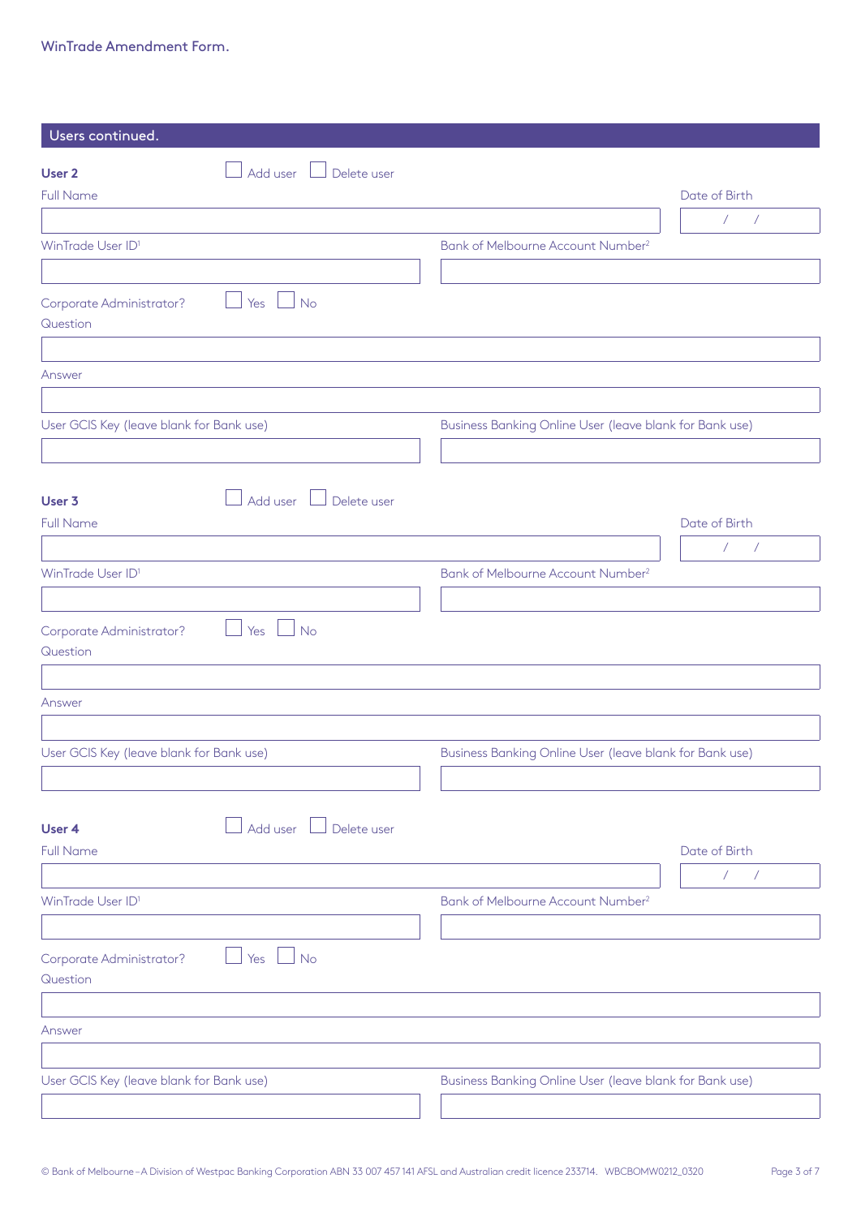## Users continued.

**User 2** ☐ Add user ☐ Delete user

Full Name

Date of Birth

/ /

WinTrade User ID[1]

Bank of Melbourne Account Number[2]

Corporate Administrator? ☐ Yes ☐ No

Question

Answer

User GCIS Key (leave blank for Bank use)

Business Banking Online User (leave blank for Bank use)

**User 3** ☐ Add user ☐ Delete user

Full Name

Date of Birth

/ /

WinTrade User ID[1]

Bank of Melbourne Account Number[2]

Corporate Administrator? ☐ Yes ☐ No

Question

Answer

User GCIS Key (leave blank for Bank use)

Business Banking Online User (leave blank for Bank use)

**User 4** ☐ Add user ☐ Delete user

Full Name

Date of Birth

/ /

WinTrade User ID[1]

Bank of Melbourne Account Number[2]

Corporate Administrator? ☐ Yes ☐ No

Question

Answer

User GCIS Key (leave blank for Bank use)

Business Banking Online User (leave blank for Bank use)

© Bank of Melbourne – A Division of Westpac Banking Corporation ABN 33 007 457 141 AFSL and Australian credit licence 233714. WBCBOMW0212_0320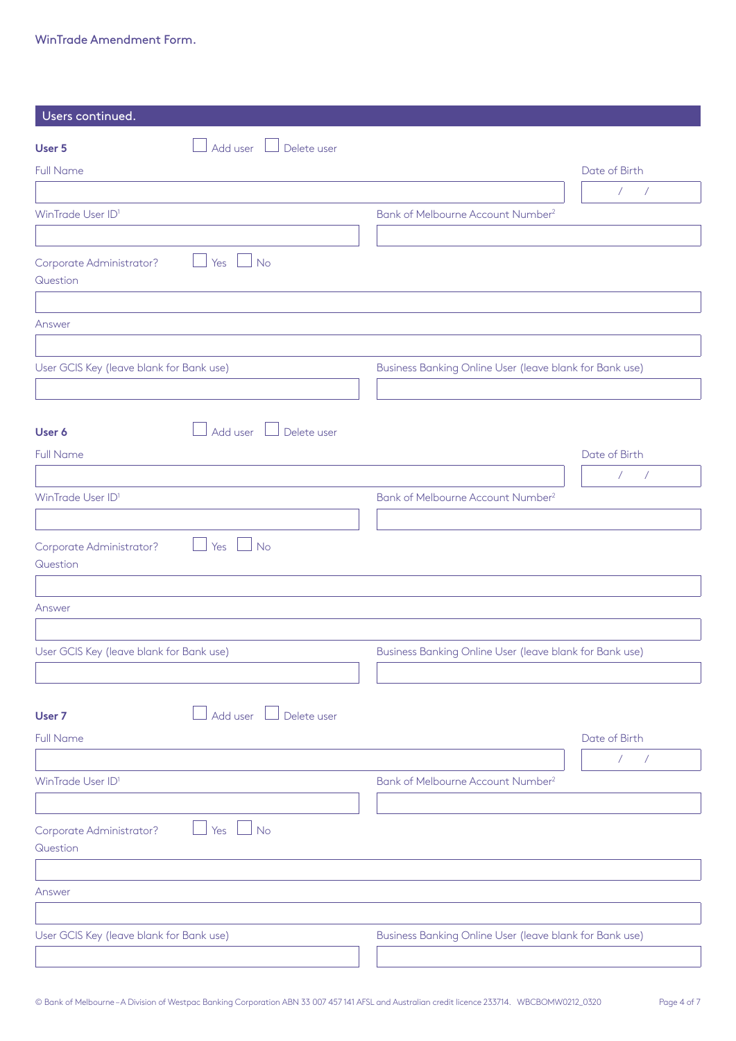## Users continued.

**User 5** ☐ Add user ☐ Delete user

Full Name

Date of Birth / /

WinTrade User ID[1]

Bank of Melbourne Account Number[2]

Corporate Administrator? ☐ Yes ☐ No

Question

Answer

User GCIS Key (leave blank for Bank use)

Business Banking Online User (leave blank for Bank use)

**User 6** ☐ Add user ☐ Delete user

Full Name

Date of Birth / /

WinTrade User ID[1]

Bank of Melbourne Account Number[2]

Corporate Administrator? ☐ Yes ☐ No

Question

Answer

User GCIS Key (leave blank for Bank use)

Business Banking Online User (leave blank for Bank use)

**User 7** ☐ Add user ☐ Delete user

Full Name

Date of Birth / /

WinTrade User ID[1]

Bank of Melbourne Account Number[2]

Corporate Administrator? ☐ Yes ☐ No

Question

Answer

User GCIS Key (leave blank for Bank use)

Business Banking Online User (leave blank for Bank use)

© Bank of Melbourne – A Division of Westpac Banking Corporation ABN 33 007 457 141 AFSL and Australian credit licence 233714. WBCBOMW0212_0320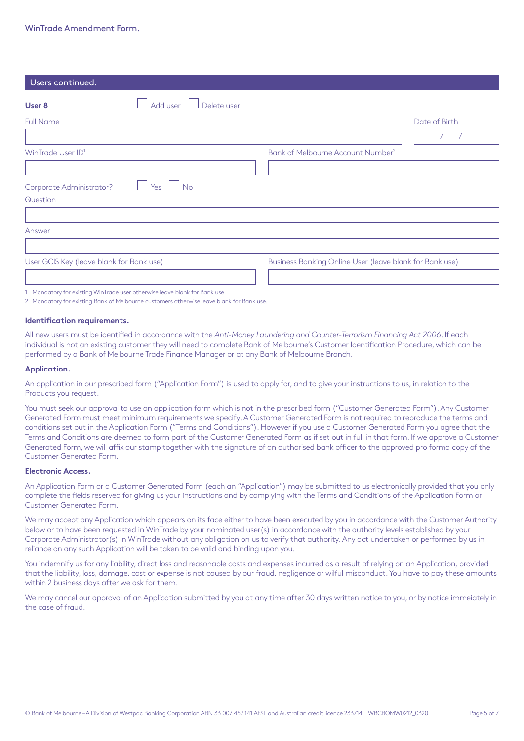WinTrade Amendment Form.

## Users continued.

**User 8** ☐ Add user ☐ Delete user

Full Name

Date of Birth
/ /

WinTrade User ID[1]

Bank of Melbourne Account Number[2]

Corporate Administrator? ☐ Yes ☐ No

Question

Answer

User GCIS Key (leave blank for Bank use)

Business Banking Online User (leave blank for Bank use)

1 Mandatory for existing WinTrade user otherwise leave blank for Bank use.
2 Mandatory for existing Bank of Melbourne customers otherwise leave blank for Bank use.

### Identification requirements.

All new users must be identified in accordance with the *Anti-Money Laundering and Counter-Terrorism Financing Act 2006*. If each individual is not an existing customer they will need to complete Bank of Melbourne's Customer Identification Procedure, which can be performed by a Bank of Melbourne Trade Finance Manager or at any Bank of Melbourne Branch.

### Application.

An application in our prescribed form ("Application Form") is used to apply for, and to give your instructions to us, in relation to the Products you request.

You must seek our approval to use an application form which is not in the prescribed form ("Customer Generated Form"). Any Customer Generated Form must meet minimum requirements we specify. A Customer Generated Form is not required to reproduce the terms and conditions set out in the Application Form ("Terms and Conditions"). However if you use a Customer Generated Form you agree that the Terms and Conditions are deemed to form part of the Customer Generated Form as if set out in full in that form. If we approve a Customer Generated Form, we will affix our stamp together with the signature of an authorised bank officer to the approved pro forma copy of the Customer Generated Form.

### Electronic Access.

An Application Form or a Customer Generated Form (each an "Application") may be submitted to us electronically provided that you only complete the fields reserved for giving us your instructions and by complying with the Terms and Conditions of the Application Form or Customer Generated Form.

We may accept any Application which appears on its face either to have been executed by you in accordance with the Customer Authority below or to have been requested in WinTrade by your nominated user(s) in accordance with the authority levels established by your Corporate Administrator(s) in WinTrade without any obligation on us to verify that authority. Any act undertaken or performed by us in reliance on any such Application will be taken to be valid and binding upon you.

You indemnify us for any liability, direct loss and reasonable costs and expenses incurred as a result of relying on an Application, provided that the liability, loss, damage, cost or expense is not caused by our fraud, negligence or wilful misconduct. You have to pay these amounts within 2 business days after we ask for them.

We may cancel our approval of an Application submitted by you at any time after 30 days written notice to you, or by notice immeiately in the case of fraud.

© Bank of Melbourne – A Division of Westpac Banking Corporation ABN 33 007 457 141 AFSL and Australian credit licence 233714. WBCBOMW0212_0320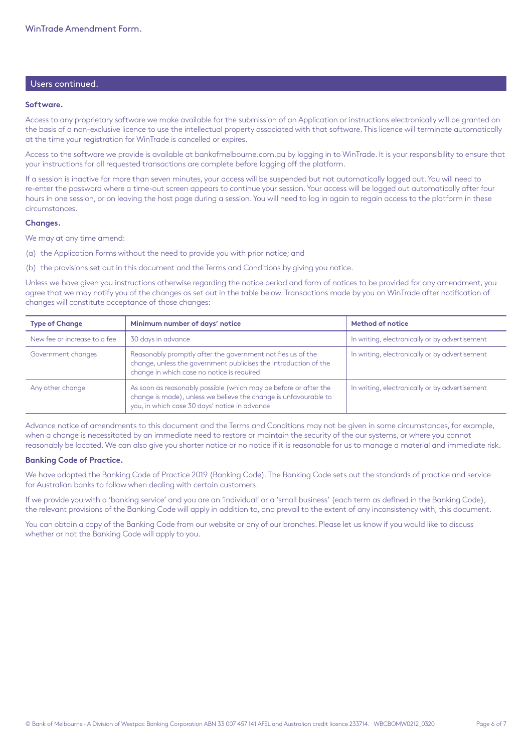## Users continued.

### Software.

Access to any proprietary software we make available for the submission of an Application or instructions electronically will be granted on the basis of a non-exclusive licence to use the intellectual property associated with that software. This licence will terminate automatically at the time your registration for WinTrade is cancelled or expires.

Access to the software we provide is available at bankofmelbourne.com.au by logging in to WinTrade. It is your responsibility to ensure that your instructions for all requested transactions are complete before logging off the platform.

If a session is inactive for more than seven minutes, your access will be suspended but not automatically logged out. You will need to re-enter the password where a time-out screen appears to continue your session. Your access will be logged out automatically after four hours in one session, or on leaving the host page during a session. You will need to log in again to regain access to the platform in these circumstances.

### Changes.

We may at any time amend:

(a) the Application Forms without the need to provide you with prior notice; and

(b) the provisions set out in this document and the Terms and Conditions by giving you notice.

Unless we have given you instructions otherwise regarding the notice period and form of notices to be provided for any amendment, you agree that we may notify you of the changes as set out in the table below. Transactions made by you on WinTrade after notification of changes will constitute acceptance of those changes:

| Type of Change | Minimum number of days' notice | Method of notice |
|---|---|---|
| New fee or increase to a fee | 30 days in advance | In writing, electronically or by advertisement |
| Government changes | Reasonably promptly after the government notifies us of the change, unless the government publicises the introduction of the change in which case no notice is required | In writing, electronically or by advertisement |
| Any other change | As soon as reasonably possible (which may be before or after the change is made), unless we believe the change is unfavourable to you, in which case 30 days' notice in advance | In writing, electronically or by advertisement |

Advance notice of amendments to this document and the Terms and Conditions may not be given in some circumstances, for example, when a change is necessitated by an immediate need to restore or maintain the security of the our systems, or where you cannot reasonably be located. We can also give you shorter notice or no notice if it is reasonable for us to manage a material and immediate risk.

### Banking Code of Practice.

We have adopted the Banking Code of Practice 2019 (Banking Code). The Banking Code sets out the standards of practice and service for Australian banks to follow when dealing with certain customers.

If we provide you with a 'banking service' and you are an 'individual' or a 'small business' (each term as defined in the Banking Code), the relevant provisions of the Banking Code will apply in addition to, and prevail to the extent of any inconsistency with, this document.

You can obtain a copy of the Banking Code from our website or any of our branches. Please let us know if you would like to discuss whether or not the Banking Code will apply to you.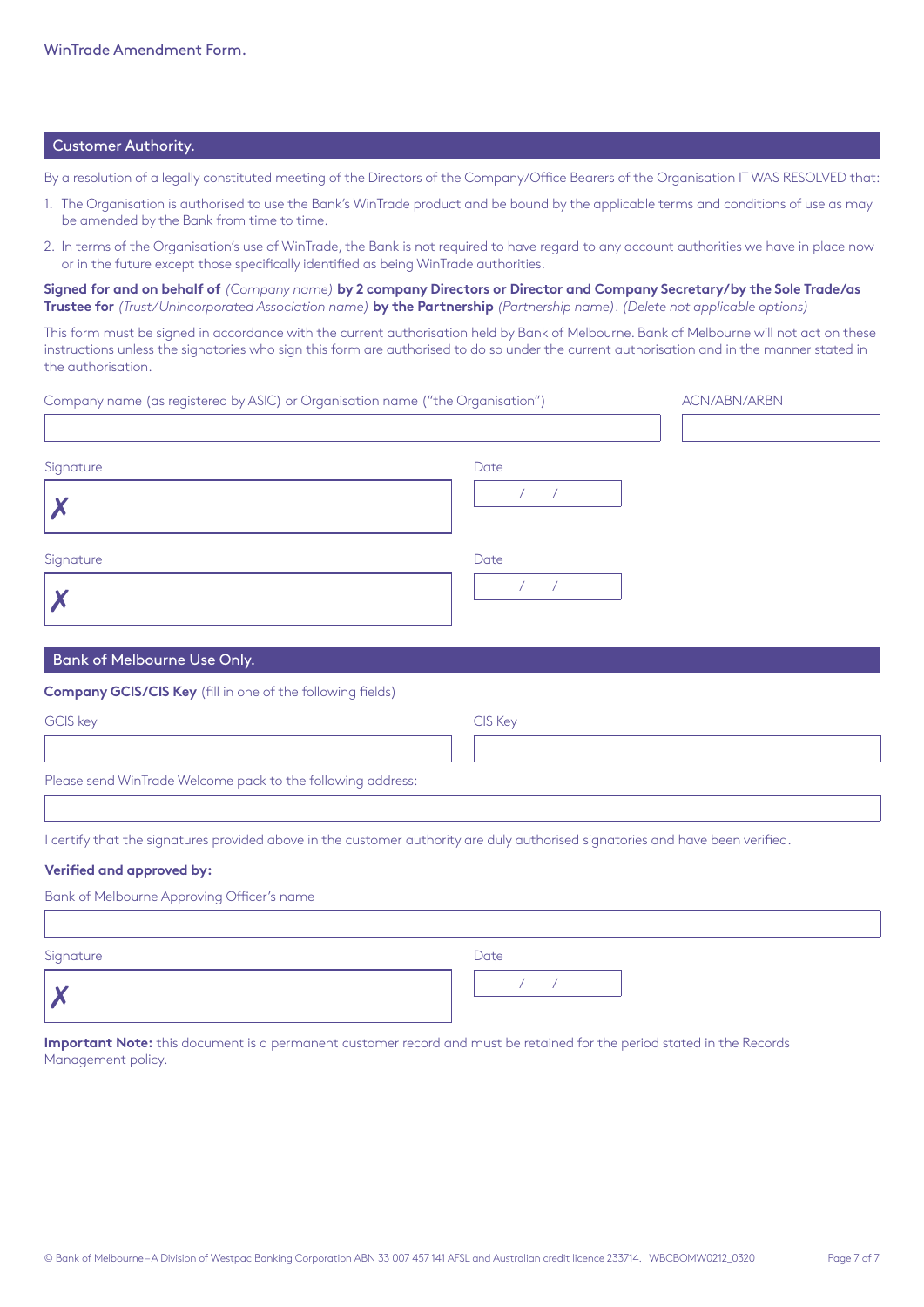WinTrade Amendment Form.

## Customer Authority.

By a resolution of a legally constituted meeting of the Directors of the Company/Office Bearers of the Organisation IT WAS RESOLVED that:

1. The Organisation is authorised to use the Bank's WinTrade product and be bound by the applicable terms and conditions of use as may be amended by the Bank from time to time.
2. In terms of the Organisation's use of WinTrade, the Bank is not required to have regard to any account authorities we have in place now or in the future except those specifically identified as being WinTrade authorities.

**Signed for and on behalf of** *(Company name)* **by 2 company Directors or Director and Company Secretary/by the Sole Trade/as Trustee for** *(Trust/Unincorporated Association name)* **by the Partnership** *(Partnership name)*. *(Delete not applicable options)*

This form must be signed in accordance with the current authorisation held by Bank of Melbourne. Bank of Melbourne will not act on these instructions unless the signatories who sign this form are authorised to do so under the current authorisation and in the manner stated in the authorisation.

Company name (as registered by ASIC) or Organisation name ("the Organisation")

ACN/ABN/ARBN

Signature

✗

Date

/ /

Signature

✗

Date

/ /

## Bank of Melbourne Use Only.

**Company GCIS/CIS Key** (fill in one of the following fields)

GCIS key

CIS Key

Please send WinTrade Welcome pack to the following address:

I certify that the signatures provided above in the customer authority are duly authorised signatories and have been verified.

**Verified and approved by:**

Bank of Melbourne Approving Officer's name

Signature

✗

Date

/ /

**Important Note:** this document is a permanent customer record and must be retained for the period stated in the Records Management policy.

© Bank of Melbourne – A Division of Westpac Banking Corporation ABN 33 007 457 141 AFSL and Australian credit licence 233714. WBCBOMW0212_0320